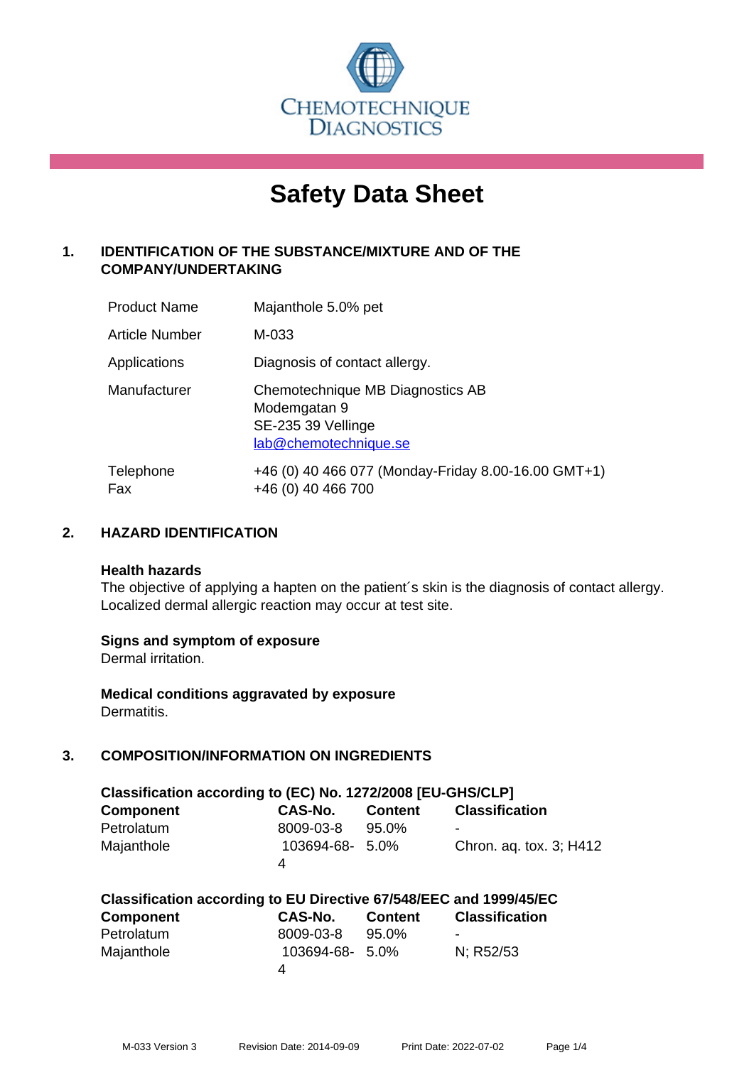CHEMOTECHNIQUE DIAGNOSTICS

# Safety Data Sheet

## 1. IDENTIFICATION OF THE SUBSTANCE/MIXTURE AND OF THE COMPANY/UNDERTAKING

| | |
|---|---|
| Product Name | Majanthole 5.0% pet |
| Article Number | M-033 |
| Applications | Diagnosis of contact allergy. |
| Manufacturer | Chemotechnique MB Diagnostics AB<br>Modemgatan 9<br>SE-235 39 Vellinge<br>lab@chemotechnique.se |
| Telephone<br>Fax | +46 (0) 40 466 077 (Monday-Friday 8.00-16.00 GMT+1)<br>+46 (0) 40 466 700 |

## 2. HAZARD IDENTIFICATION

**Health hazards**
The objective of applying a hapten on the patient´s skin is the diagnosis of contact allergy. Localized dermal allergic reaction may occur at test site.

**Signs and symptom of exposure**
Dermal irritation.

**Medical conditions aggravated by exposure**
Dermatitis.

## 3. COMPOSITION/INFORMATION ON INGREDIENTS

**Classification according to (EC) No. 1272/2008 [EU-GHS/CLP]**

| Component | CAS-No. | Content | Classification |
|---|---|---|---|
| Petrolatum | 8009-03-8 | 95.0% | - |
| Majanthole | 103694-68-4 | 5.0% | Chron. aq. tox. 3; H412 |

**Classification according to EU Directive 67/548/EEC and 1999/45/EC**

| Component | CAS-No. | Content | Classification |
|---|---|---|---|
| Petrolatum | 8009-03-8 | 95.0% | - |
| Majanthole | 103694-68-4 | 5.0% | N; R52/53 |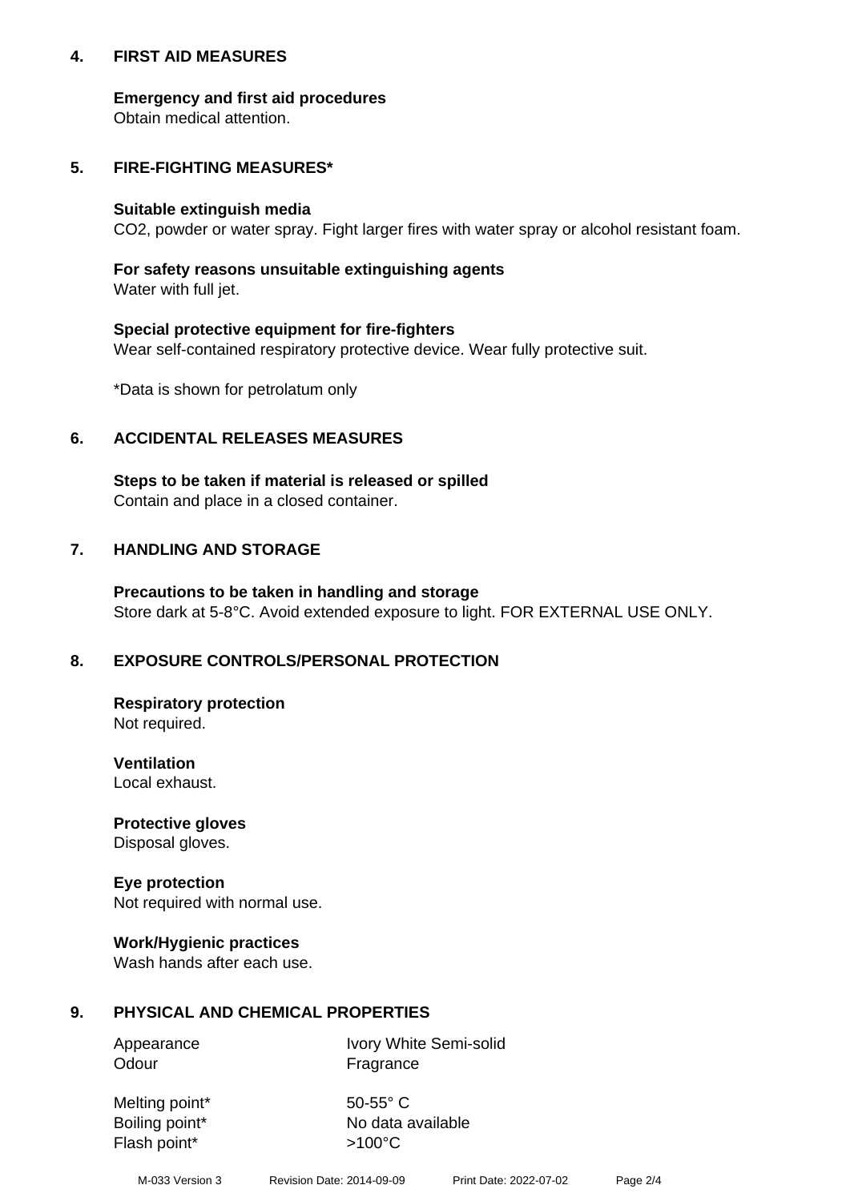## 4. FIRST AID MEASURES

**Emergency and first aid procedures**
Obtain medical attention.

## 5. FIRE-FIGHTING MEASURES*

**Suitable extinguish media**
$CO_2$, powder or water spray. Fight larger fires with water spray or alcohol resistant foam.

**For safety reasons unsuitable extinguishing agents**
Water with full jet.

**Special protective equipment for fire-fighters**
Wear self-contained respiratory protective device. Wear fully protective suit.

*Data is shown for petrolatum only

## 6. ACCIDENTAL RELEASES MEASURES

**Steps to be taken if material is released or spilled**
Contain and place in a closed container.

## 7. HANDLING AND STORAGE

**Precautions to be taken in handling and storage**
Store dark at 5-8°C. Avoid extended exposure to light. FOR EXTERNAL USE ONLY.

## 8. EXPOSURE CONTROLS/PERSONAL PROTECTION

**Respiratory protection**
Not required.

**Ventilation**
Local exhaust.

**Protective gloves**
Disposal gloves.

**Eye protection**
Not required with normal use.

**Work/Hygienic practices**
Wash hands after each use.

## 9. PHYSICAL AND CHEMICAL PROPERTIES

| | |
|---|---|
| Appearance | Ivory White Semi-solid |
| Odour | Fragrance |
| Melting point* | 50-55° C |
| Boiling point* | No data available |
| Flash point* | >100°C |

M-033 Version 3 Revision Date: 2014-09-09 Print Date: 2022-07-02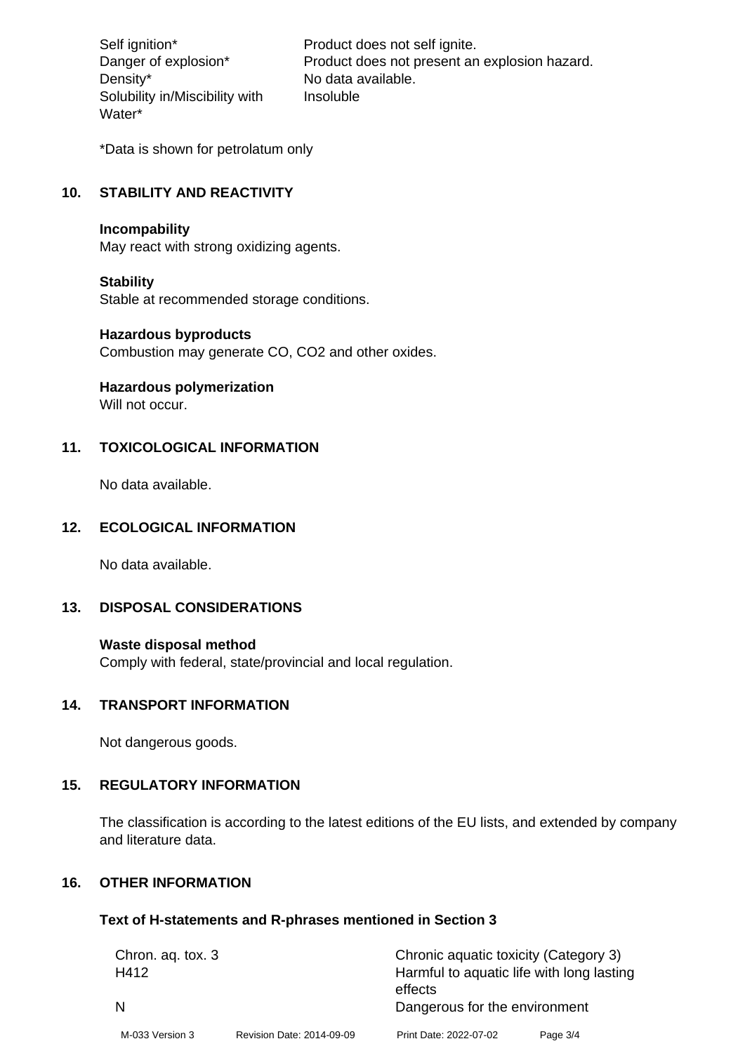| | |
|---|---|
| Self ignition* | Product does not self ignite. |
| Danger of explosion* | Product does not present an explosion hazard. |
| Density* | No data available. |
| Solubility in/Miscibility with Water* | Insoluble |

*Data is shown for petrolatum only

## 10. STABILITY AND REACTIVITY

**Incompability**
May react with strong oxidizing agents.

**Stability**
Stable at recommended storage conditions.

**Hazardous byproducts**
Combustion may generate CO, $CO_2$ and other oxides.

**Hazardous polymerization**
Will not occur.

## 11. TOXICOLOGICAL INFORMATION

No data available.

## 12. ECOLOGICAL INFORMATION

No data available.

## 13. DISPOSAL CONSIDERATIONS

**Waste disposal method**
Comply with federal, state/provincial and local regulation.

## 14. TRANSPORT INFORMATION

Not dangerous goods.

## 15. REGULATORY INFORMATION

The classification is according to the latest editions of the EU lists, and extended by company and literature data.

## 16. OTHER INFORMATION

### Text of H-statements and R-phrases mentioned in Section 3

| | |
|---|---|
| Chron. aq. tox. 3 | Chronic aquatic toxicity (Category 3) |
| H412 | Harmful to aquatic life with long lasting effects |
| N | Dangerous for the environment |

M-033 Version 3    Revision Date: 2014-09-09    Print Date: 2022-07-02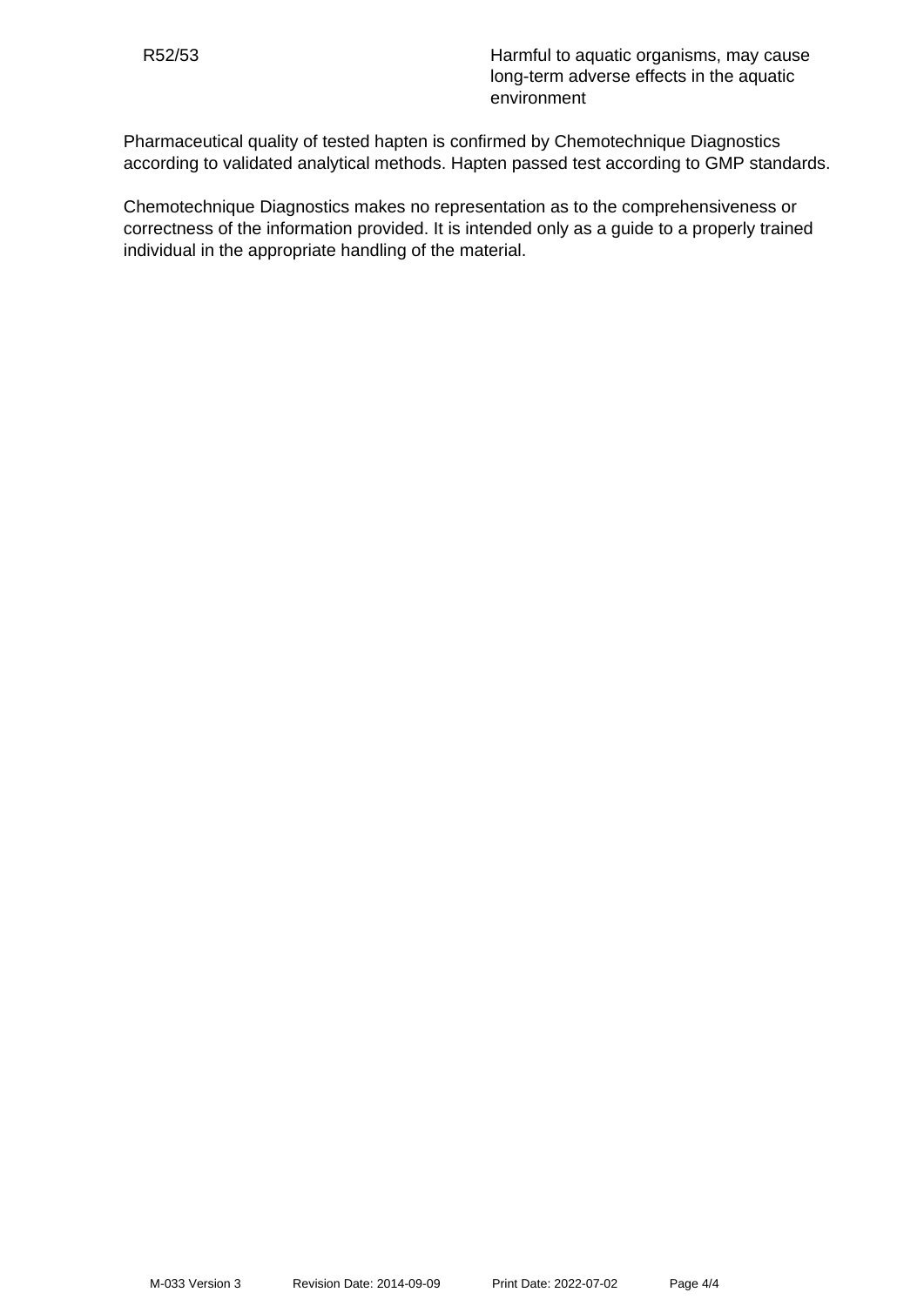| | |
|---|---|
| R52/53 | Harmful to aquatic organisms, may cause long-term adverse effects in the aquatic environment |

Pharmaceutical quality of tested hapten is confirmed by Chemotechnique Diagnostics according to validated analytical methods. Hapten passed test according to GMP standards.

Chemotechnique Diagnostics makes no representation as to the comprehensiveness or correctness of the information provided. It is intended only as a guide to a properly trained individual in the appropriate handling of the material.